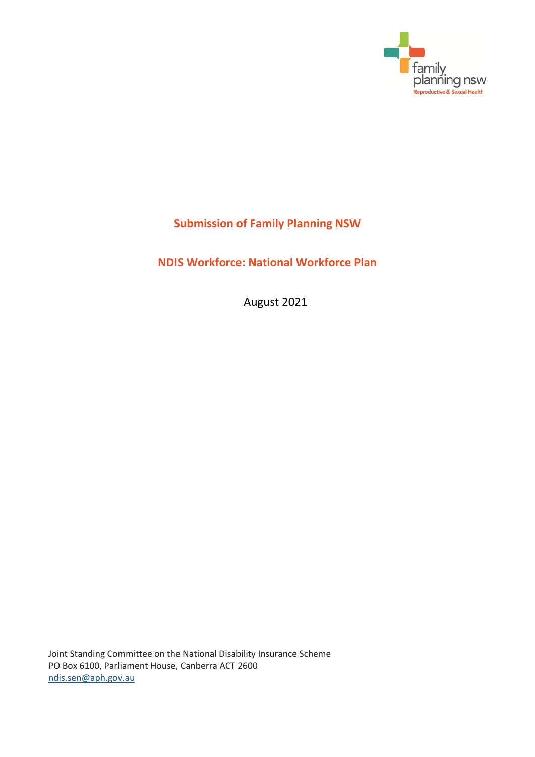family planning nsw
Reproductive & Sexual Health

# Submission of Family Planning NSW

## NDIS Workforce: National Workforce Plan

August 2021

Joint Standing Committee on the National Disability Insurance Scheme
PO Box 6100, Parliament House, Canberra ACT 2600
ndis.sen@aph.gov.au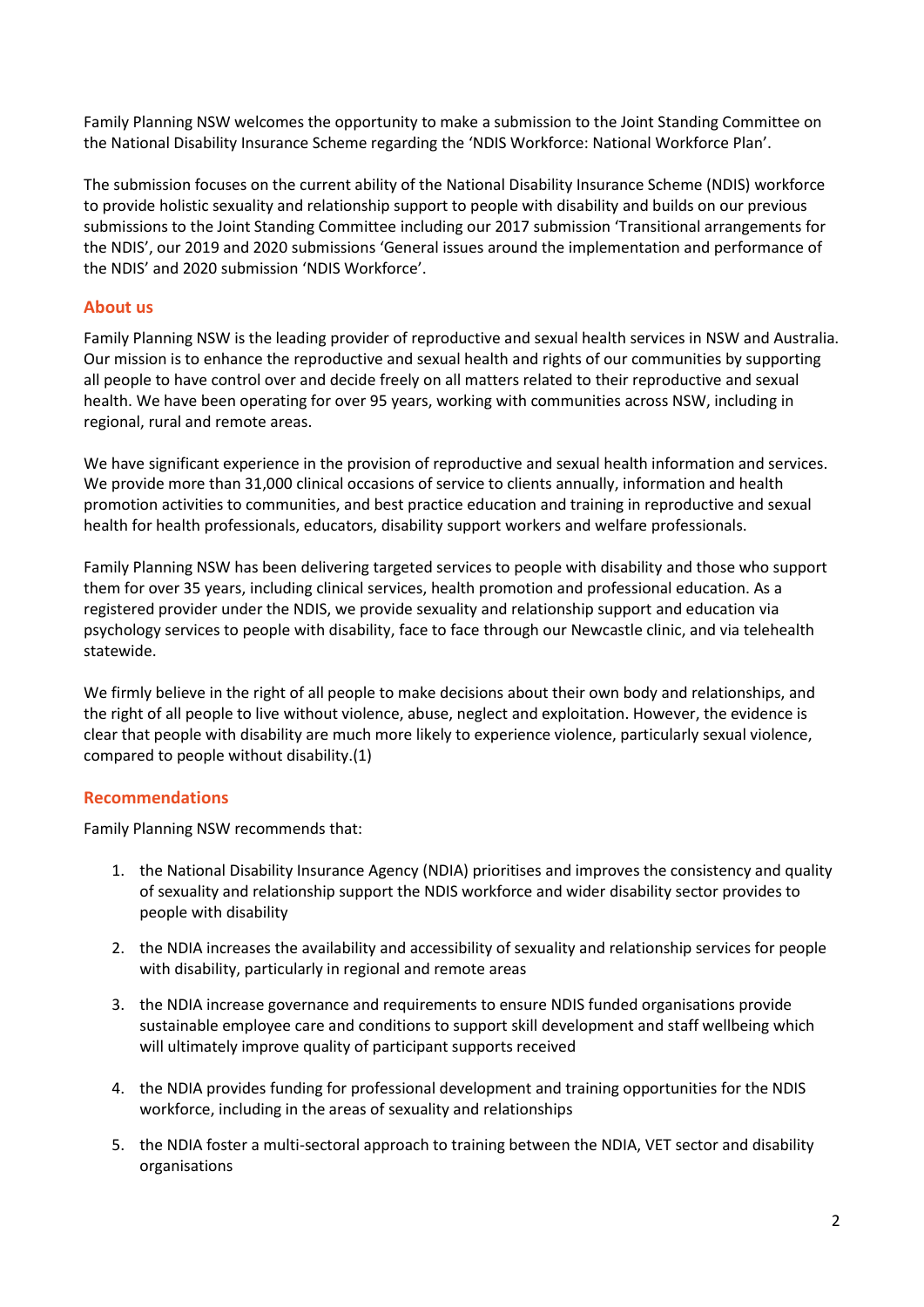Family Planning NSW welcomes the opportunity to make a submission to the Joint Standing Committee on the National Disability Insurance Scheme regarding the 'NDIS Workforce: National Workforce Plan'.

The submission focuses on the current ability of the National Disability Insurance Scheme (NDIS) workforce to provide holistic sexuality and relationship support to people with disability and builds on our previous submissions to the Joint Standing Committee including our 2017 submission 'Transitional arrangements for the NDIS', our 2019 and 2020 submissions 'General issues around the implementation and performance of the NDIS' and 2020 submission 'NDIS Workforce'.

## About us

Family Planning NSW is the leading provider of reproductive and sexual health services in NSW and Australia. Our mission is to enhance the reproductive and sexual health and rights of our communities by supporting all people to have control over and decide freely on all matters related to their reproductive and sexual health. We have been operating for over 95 years, working with communities across NSW, including in regional, rural and remote areas.

We have significant experience in the provision of reproductive and sexual health information and services. We provide more than 31,000 clinical occasions of service to clients annually, information and health promotion activities to communities, and best practice education and training in reproductive and sexual health for health professionals, educators, disability support workers and welfare professionals.

Family Planning NSW has been delivering targeted services to people with disability and those who support them for over 35 years, including clinical services, health promotion and professional education. As a registered provider under the NDIS, we provide sexuality and relationship support and education via psychology services to people with disability, face to face through our Newcastle clinic, and via telehealth statewide.

We firmly believe in the right of all people to make decisions about their own body and relationships, and the right of all people to live without violence, abuse, neglect and exploitation. However, the evidence is clear that people with disability are much more likely to experience violence, particularly sexual violence, compared to people without disability.(1)

## Recommendations

Family Planning NSW recommends that:

1. the National Disability Insurance Agency (NDIA) prioritises and improves the consistency and quality of sexuality and relationship support the NDIS workforce and wider disability sector provides to people with disability
2. the NDIA increases the availability and accessibility of sexuality and relationship services for people with disability, particularly in regional and remote areas
3. the NDIA increase governance and requirements to ensure NDIS funded organisations provide sustainable employee care and conditions to support skill development and staff wellbeing which will ultimately improve quality of participant supports received
4. the NDIA provides funding for professional development and training opportunities for the NDIS workforce, including in the areas of sexuality and relationships
5. the NDIA foster a multi-sectoral approach to training between the NDIA, VET sector and disability organisations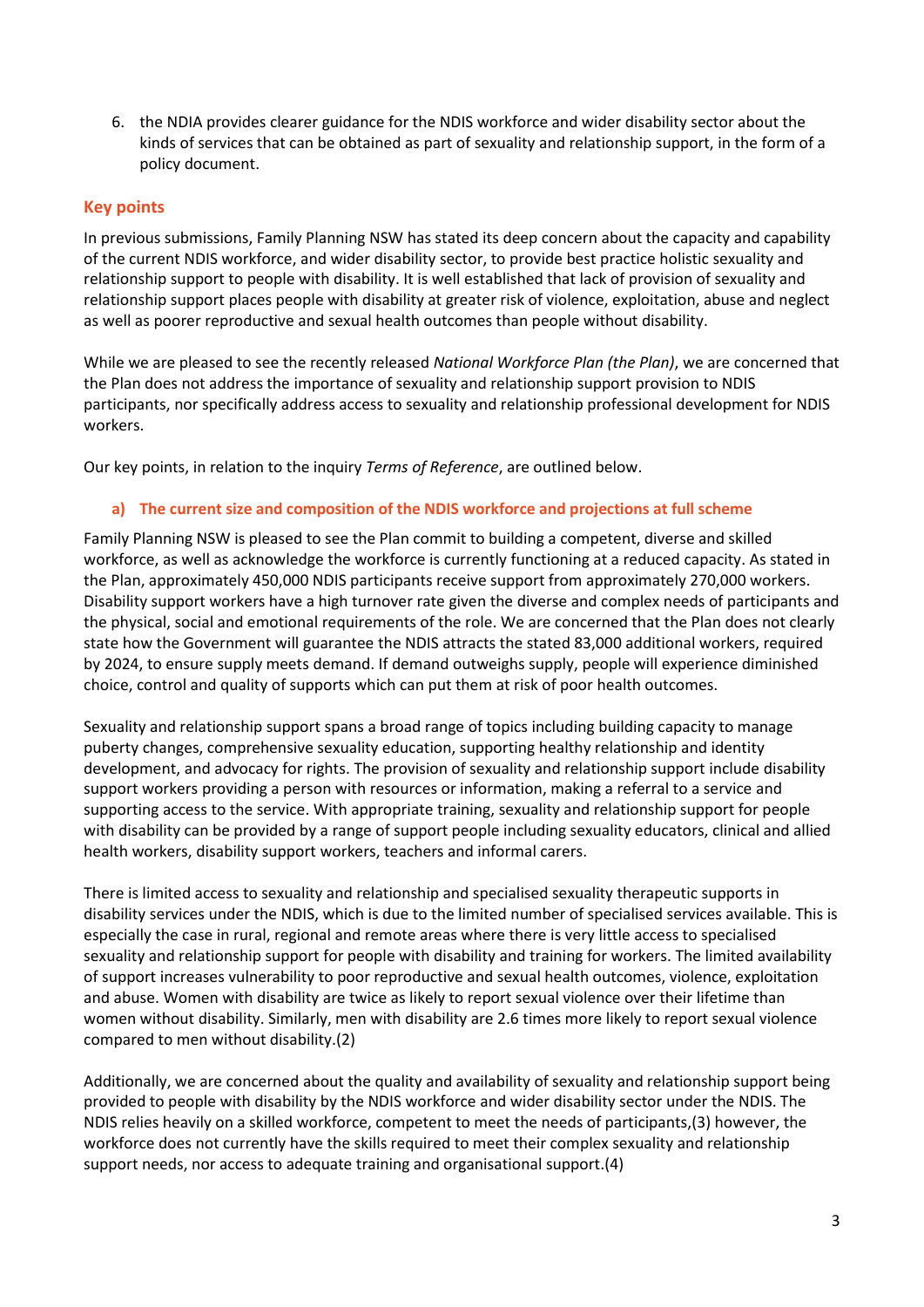6. the NDIA provides clearer guidance for the NDIS workforce and wider disability sector about the kinds of services that can be obtained as part of sexuality and relationship support, in the form of a policy document.

## Key points

In previous submissions, Family Planning NSW has stated its deep concern about the capacity and capability of the current NDIS workforce, and wider disability sector, to provide best practice holistic sexuality and relationship support to people with disability. It is well established that lack of provision of sexuality and relationship support places people with disability at greater risk of violence, exploitation, abuse and neglect as well as poorer reproductive and sexual health outcomes than people without disability.

While we are pleased to see the recently released *National Workforce Plan (the Plan)*, we are concerned that the Plan does not address the importance of sexuality and relationship support provision to NDIS participants, nor specifically address access to sexuality and relationship professional development for NDIS workers.

Our key points, in relation to the inquiry *Terms of Reference*, are outlined below.

### a) The current size and composition of the NDIS workforce and projections at full scheme

Family Planning NSW is pleased to see the Plan commit to building a competent, diverse and skilled workforce, as well as acknowledge the workforce is currently functioning at a reduced capacity. As stated in the Plan, approximately 450,000 NDIS participants receive support from approximately 270,000 workers. Disability support workers have a high turnover rate given the diverse and complex needs of participants and the physical, social and emotional requirements of the role. We are concerned that the Plan does not clearly state how the Government will guarantee the NDIS attracts the stated 83,000 additional workers, required by 2024, to ensure supply meets demand. If demand outweighs supply, people will experience diminished choice, control and quality of supports which can put them at risk of poor health outcomes.

Sexuality and relationship support spans a broad range of topics including building capacity to manage puberty changes, comprehensive sexuality education, supporting healthy relationship and identity development, and advocacy for rights. The provision of sexuality and relationship support include disability support workers providing a person with resources or information, making a referral to a service and supporting access to the service. With appropriate training, sexuality and relationship support for people with disability can be provided by a range of support people including sexuality educators, clinical and allied health workers, disability support workers, teachers and informal carers.

There is limited access to sexuality and relationship and specialised sexuality therapeutic supports in disability services under the NDIS, which is due to the limited number of specialised services available. This is especially the case in rural, regional and remote areas where there is very little access to specialised sexuality and relationship support for people with disability and training for workers. The limited availability of support increases vulnerability to poor reproductive and sexual health outcomes, violence, exploitation and abuse. Women with disability are twice as likely to report sexual violence over their lifetime than women without disability. Similarly, men with disability are 2.6 times more likely to report sexual violence compared to men without disability.(2)

Additionally, we are concerned about the quality and availability of sexuality and relationship support being provided to people with disability by the NDIS workforce and wider disability sector under the NDIS. The NDIS relies heavily on a skilled workforce, competent to meet the needs of participants,(3) however, the workforce does not currently have the skills required to meet their complex sexuality and relationship support needs, nor access to adequate training and organisational support.(4)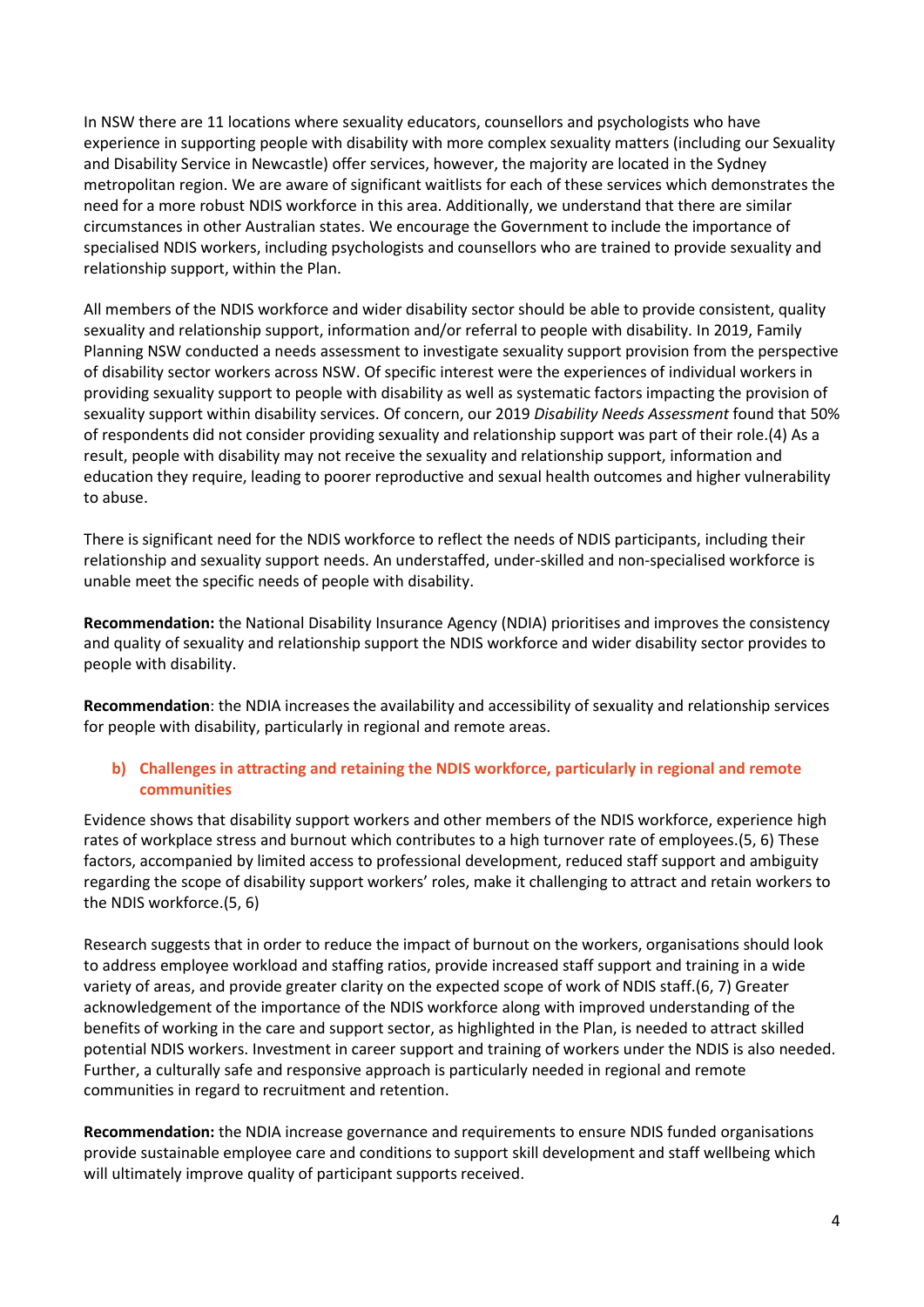In NSW there are 11 locations where sexuality educators, counsellors and psychologists who have experience in supporting people with disability with more complex sexuality matters (including our Sexuality and Disability Service in Newcastle) offer services, however, the majority are located in the Sydney metropolitan region. We are aware of significant waitlists for each of these services which demonstrates the need for a more robust NDIS workforce in this area. Additionally, we understand that there are similar circumstances in other Australian states. We encourage the Government to include the importance of specialised NDIS workers, including psychologists and counsellors who are trained to provide sexuality and relationship support, within the Plan.

All members of the NDIS workforce and wider disability sector should be able to provide consistent, quality sexuality and relationship support, information and/or referral to people with disability. In 2019, Family Planning NSW conducted a needs assessment to investigate sexuality support provision from the perspective of disability sector workers across NSW. Of specific interest were the experiences of individual workers in providing sexuality support to people with disability as well as systematic factors impacting the provision of sexuality support within disability services. Of concern, our 2019 *Disability Needs Assessment* found that 50% of respondents did not consider providing sexuality and relationship support was part of their role.(4) As a result, people with disability may not receive the sexuality and relationship support, information and education they require, leading to poorer reproductive and sexual health outcomes and higher vulnerability to abuse.

There is significant need for the NDIS workforce to reflect the needs of NDIS participants, including their relationship and sexuality support needs. An understaffed, under-skilled and non-specialised workforce is unable meet the specific needs of people with disability.

**Recommendation:** the National Disability Insurance Agency (NDIA) prioritises and improves the consistency and quality of sexuality and relationship support the NDIS workforce and wider disability sector provides to people with disability.

**Recommendation**: the NDIA increases the availability and accessibility of sexuality and relationship services for people with disability, particularly in regional and remote areas.

### b) Challenges in attracting and retaining the NDIS workforce, particularly in regional and remote communities

Evidence shows that disability support workers and other members of the NDIS workforce, experience high rates of workplace stress and burnout which contributes to a high turnover rate of employees.(5, 6) These factors, accompanied by limited access to professional development, reduced staff support and ambiguity regarding the scope of disability support workers' roles, make it challenging to attract and retain workers to the NDIS workforce.(5, 6)

Research suggests that in order to reduce the impact of burnout on the workers, organisations should look to address employee workload and staffing ratios, provide increased staff support and training in a wide variety of areas, and provide greater clarity on the expected scope of work of NDIS staff.(6, 7) Greater acknowledgement of the importance of the NDIS workforce along with improved understanding of the benefits of working in the care and support sector, as highlighted in the Plan, is needed to attract skilled potential NDIS workers. Investment in career support and training of workers under the NDIS is also needed. Further, a culturally safe and responsive approach is particularly needed in regional and remote communities in regard to recruitment and retention.

**Recommendation:** the NDIA increase governance and requirements to ensure NDIS funded organisations provide sustainable employee care and conditions to support skill development and staff wellbeing which will ultimately improve quality of participant supports received.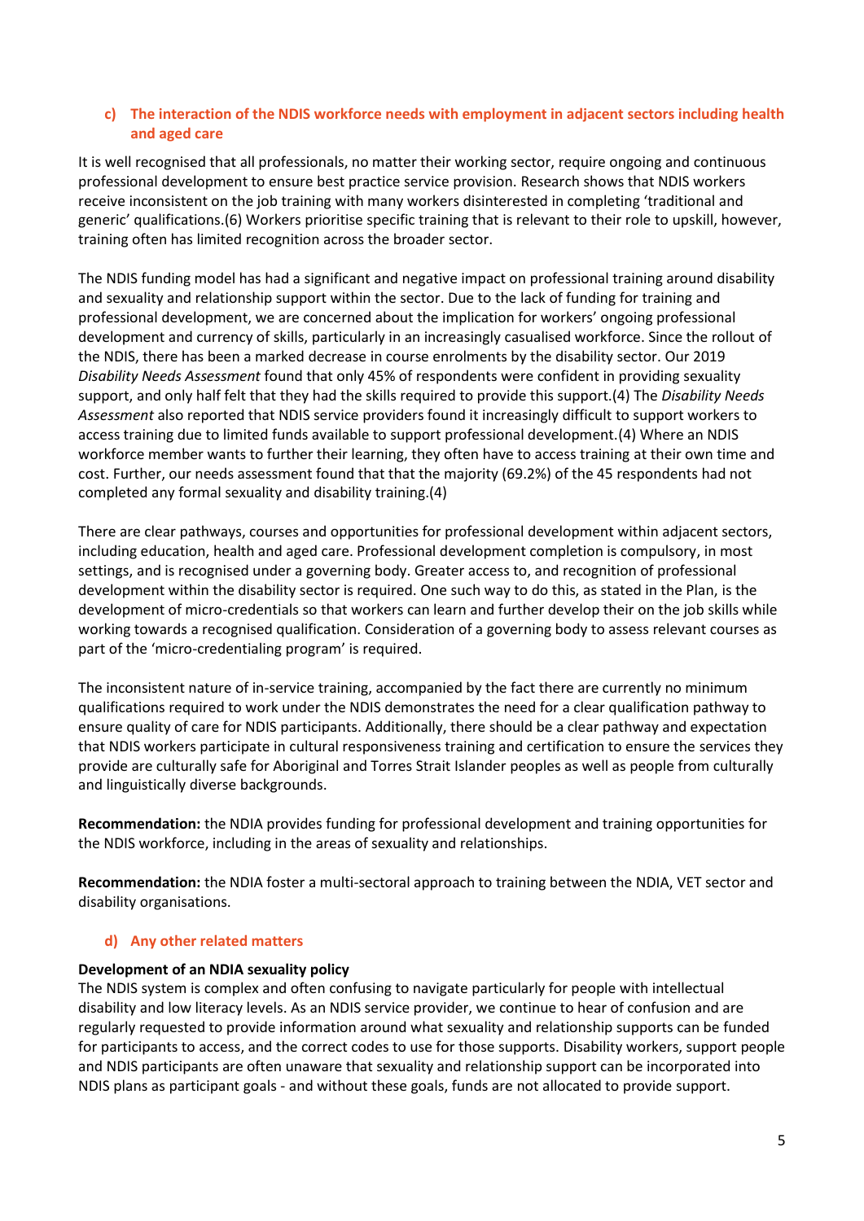### c) The interaction of the NDIS workforce needs with employment in adjacent sectors including health and aged care

It is well recognised that all professionals, no matter their working sector, require ongoing and continuous professional development to ensure best practice service provision. Research shows that NDIS workers receive inconsistent on the job training with many workers disinterested in completing 'traditional and generic' qualifications.(6) Workers prioritise specific training that is relevant to their role to upskill, however, training often has limited recognition across the broader sector.

The NDIS funding model has had a significant and negative impact on professional training around disability and sexuality and relationship support within the sector. Due to the lack of funding for training and professional development, we are concerned about the implication for workers' ongoing professional development and currency of skills, particularly in an increasingly casualised workforce. Since the rollout of the NDIS, there has been a marked decrease in course enrolments by the disability sector. Our 2019 *Disability Needs Assessment* found that only 45% of respondents were confident in providing sexuality support, and only half felt that they had the skills required to provide this support.(4) The *Disability Needs Assessment* also reported that NDIS service providers found it increasingly difficult to support workers to access training due to limited funds available to support professional development.(4) Where an NDIS workforce member wants to further their learning, they often have to access training at their own time and cost. Further, our needs assessment found that that the majority (69.2%) of the 45 respondents had not completed any formal sexuality and disability training.(4)

There are clear pathways, courses and opportunities for professional development within adjacent sectors, including education, health and aged care. Professional development completion is compulsory, in most settings, and is recognised under a governing body. Greater access to, and recognition of professional development within the disability sector is required. One such way to do this, as stated in the Plan, is the development of micro-credentials so that workers can learn and further develop their on the job skills while working towards a recognised qualification. Consideration of a governing body to assess relevant courses as part of the 'micro-credentialing program' is required.

The inconsistent nature of in-service training, accompanied by the fact there are currently no minimum qualifications required to work under the NDIS demonstrates the need for a clear qualification pathway to ensure quality of care for NDIS participants. Additionally, there should be a clear pathway and expectation that NDIS workers participate in cultural responsiveness training and certification to ensure the services they provide are culturally safe for Aboriginal and Torres Strait Islander peoples as well as people from culturally and linguistically diverse backgrounds.

**Recommendation:** the NDIA provides funding for professional development and training opportunities for the NDIS workforce, including in the areas of sexuality and relationships.

**Recommendation:** the NDIA foster a multi-sectoral approach to training between the NDIA, VET sector and disability organisations.

### d) Any other related matters

**Development of an NDIA sexuality policy**

The NDIS system is complex and often confusing to navigate particularly for people with intellectual disability and low literacy levels. As an NDIS service provider, we continue to hear of confusion and are regularly requested to provide information around what sexuality and relationship supports can be funded for participants to access, and the correct codes to use for those supports. Disability workers, support people and NDIS participants are often unaware that sexuality and relationship support can be incorporated into NDIS plans as participant goals - and without these goals, funds are not allocated to provide support.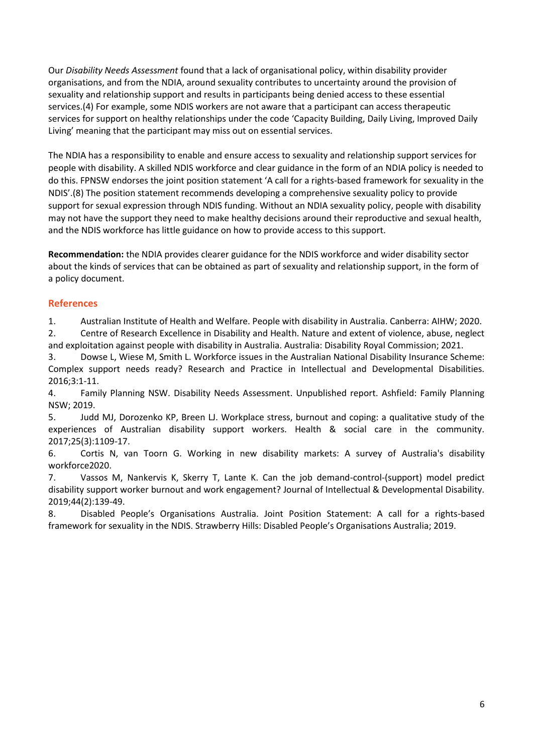Our *Disability Needs Assessment* found that a lack of organisational policy, within disability provider organisations, and from the NDIA, around sexuality contributes to uncertainty around the provision of sexuality and relationship support and results in participants being denied access to these essential services.(4) For example, some NDIS workers are not aware that a participant can access therapeutic services for support on healthy relationships under the code 'Capacity Building, Daily Living, Improved Daily Living' meaning that the participant may miss out on essential services.

The NDIA has a responsibility to enable and ensure access to sexuality and relationship support services for people with disability. A skilled NDIS workforce and clear guidance in the form of an NDIA policy is needed to do this. FPNSW endorses the joint position statement 'A call for a rights-based framework for sexuality in the NDIS'.(8) The position statement recommends developing a comprehensive sexuality policy to provide support for sexual expression through NDIS funding. Without an NDIA sexuality policy, people with disability may not have the support they need to make healthy decisions around their reproductive and sexual health, and the NDIS workforce has little guidance on how to provide access to this support.

**Recommendation:** the NDIA provides clearer guidance for the NDIS workforce and wider disability sector about the kinds of services that can be obtained as part of sexuality and relationship support, in the form of a policy document.

## References

1. Australian Institute of Health and Welfare. People with disability in Australia. Canberra: AIHW; 2020.
2. Centre of Research Excellence in Disability and Health. Nature and extent of violence, abuse, neglect and exploitation against people with disability in Australia. Australia: Disability Royal Commission; 2021.
3. Dowse L, Wiese M, Smith L. Workforce issues in the Australian National Disability Insurance Scheme: Complex support needs ready? Research and Practice in Intellectual and Developmental Disabilities. 2016;3:1-11.
4. Family Planning NSW. Disability Needs Assessment. Unpublished report. Ashfield: Family Planning NSW; 2019.
5. Judd MJ, Dorozenko KP, Breen LJ. Workplace stress, burnout and coping: a qualitative study of the experiences of Australian disability support workers. Health & social care in the community. 2017;25(3):1109-17.
6. Cortis N, van Toorn G. Working in new disability markets: A survey of Australia's disability workforce2020.
7. Vassos M, Nankervis K, Skerry T, Lante K. Can the job demand-control-(support) model predict disability support worker burnout and work engagement? Journal of Intellectual & Developmental Disability. 2019;44(2):139-49.
8. Disabled People's Organisations Australia. Joint Position Statement: A call for a rights-based framework for sexuality in the NDIS. Strawberry Hills: Disabled People's Organisations Australia; 2019.